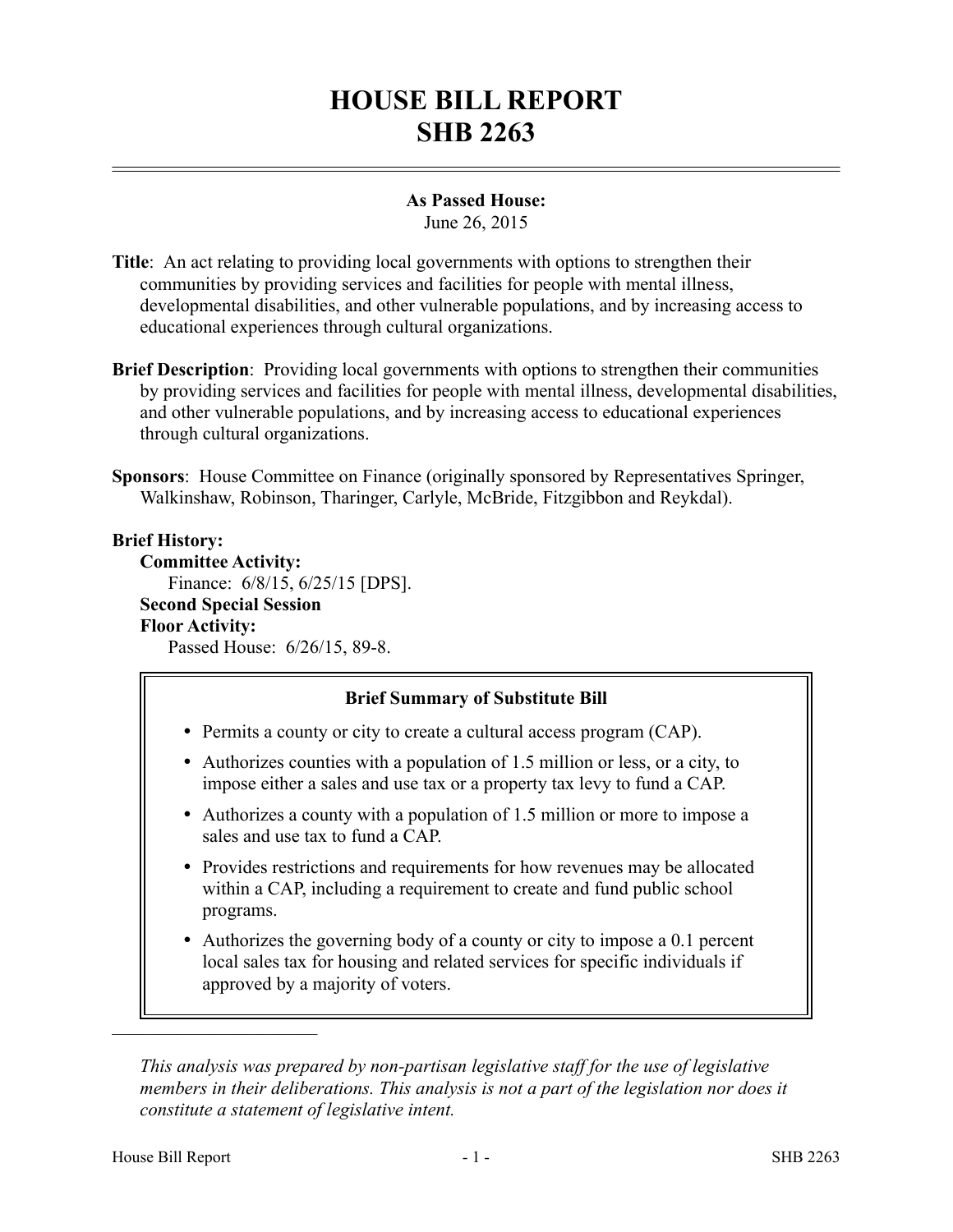# HOUSE BILL REPORT
# SHB 2263

**As Passed House:**
June 26, 2015

**Title**: An act relating to providing local governments with options to strengthen their communities by providing services and facilities for people with mental illness, developmental disabilities, and other vulnerable populations, and by increasing access to educational experiences through cultural organizations.

**Brief Description**: Providing local governments with options to strengthen their communities by providing services and facilities for people with mental illness, developmental disabilities, and other vulnerable populations, and by increasing access to educational experiences through cultural organizations.

**Sponsors**: House Committee on Finance (originally sponsored by Representatives Springer, Walkinshaw, Robinson, Tharinger, Carlyle, McBride, Fitzgibbon and Reykdal).

**Brief History:**

**Committee Activity:**

Finance: 6/8/15, 6/25/15 [DPS].

**Second Special Session**

**Floor Activity:**

Passed House: 6/26/15, 89-8.

**Brief Summary of Substitute Bill**

- Permits a county or city to create a cultural access program (CAP).
- Authorizes counties with a population of 1.5 million or less, or a city, to impose either a sales and use tax or a property tax levy to fund a CAP.
- Authorizes a county with a population of 1.5 million or more to impose a sales and use tax to fund a CAP.
- Provides restrictions and requirements for how revenues may be allocated within a CAP, including a requirement to create and fund public school programs.
- Authorizes the governing body of a county or city to impose a 0.1 percent local sales tax for housing and related services for specific individuals if approved by a majority of voters.

---

*This analysis was prepared by non-partisan legislative staff for the use of legislative members in their deliberations. This analysis is not a part of the legislation nor does it constitute a statement of legislative intent.*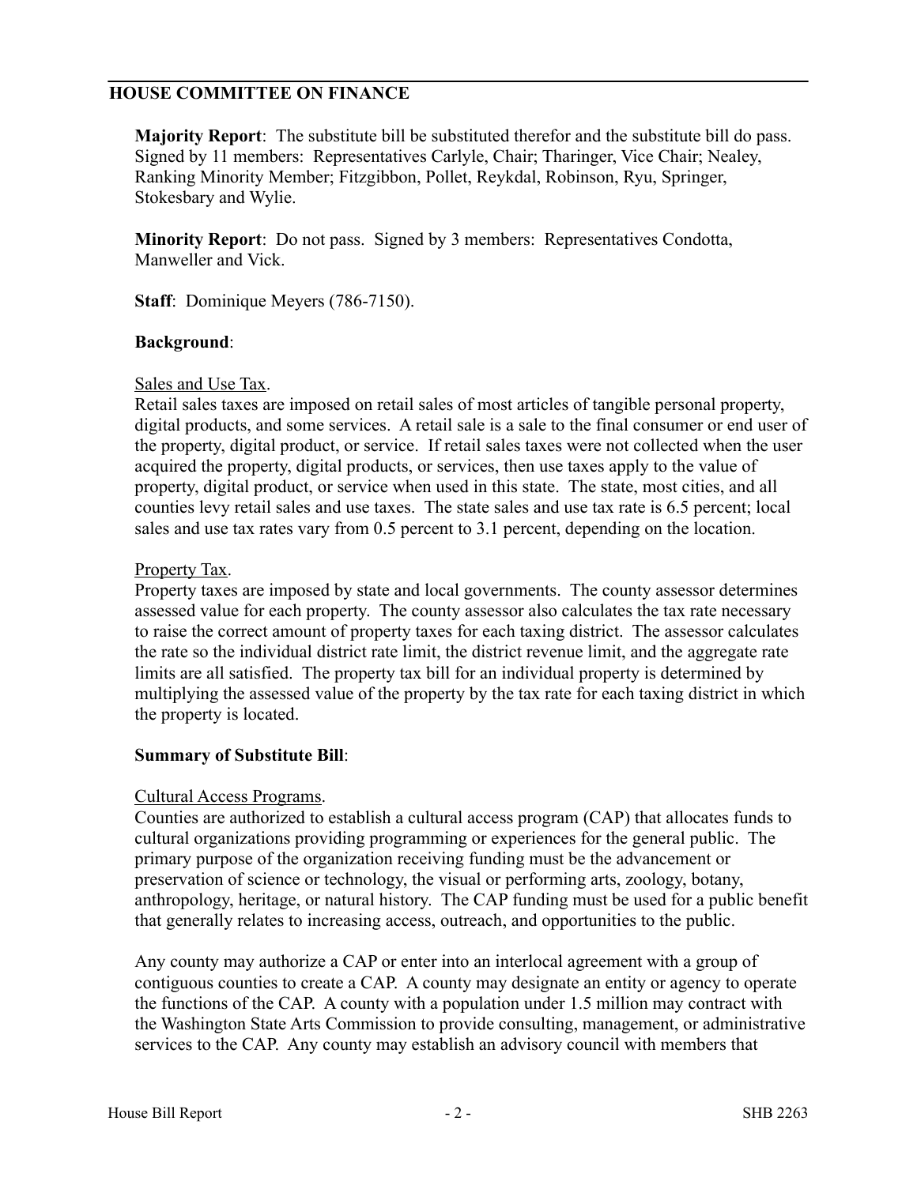## HOUSE COMMITTEE ON FINANCE

**Majority Report**: The substitute bill be substituted therefor and the substitute bill do pass. Signed by 11 members: Representatives Carlyle, Chair; Tharinger, Vice Chair; Nealey, Ranking Minority Member; Fitzgibbon, Pollet, Reykdal, Robinson, Ryu, Springer, Stokesbary and Wylie.

**Minority Report**: Do not pass. Signed by 3 members: Representatives Condotta, Manweller and Vick.

**Staff**: Dominique Meyers (786-7150).

**Background**:

Sales and Use Tax.

Retail sales taxes are imposed on retail sales of most articles of tangible personal property, digital products, and some services. A retail sale is a sale to the final consumer or end user of the property, digital product, or service. If retail sales taxes were not collected when the user acquired the property, digital products, or services, then use taxes apply to the value of property, digital product, or service when used in this state. The state, most cities, and all counties levy retail sales and use taxes. The state sales and use tax rate is 6.5 percent; local sales and use tax rates vary from 0.5 percent to 3.1 percent, depending on the location.

Property Tax.

Property taxes are imposed by state and local governments. The county assessor determines assessed value for each property. The county assessor also calculates the tax rate necessary to raise the correct amount of property taxes for each taxing district. The assessor calculates the rate so the individual district rate limit, the district revenue limit, and the aggregate rate limits are all satisfied. The property tax bill for an individual property is determined by multiplying the assessed value of the property by the tax rate for each taxing district in which the property is located.

**Summary of Substitute Bill**:

Cultural Access Programs.

Counties are authorized to establish a cultural access program (CAP) that allocates funds to cultural organizations providing programming or experiences for the general public. The primary purpose of the organization receiving funding must be the advancement or preservation of science or technology, the visual or performing arts, zoology, botany, anthropology, heritage, or natural history. The CAP funding must be used for a public benefit that generally relates to increasing access, outreach, and opportunities to the public.

Any county may authorize a CAP or enter into an interlocal agreement with a group of contiguous counties to create a CAP. A county may designate an entity or agency to operate the functions of the CAP. A county with a population under 1.5 million may contract with the Washington State Arts Commission to provide consulting, management, or administrative services to the CAP. Any county may establish an advisory council with members that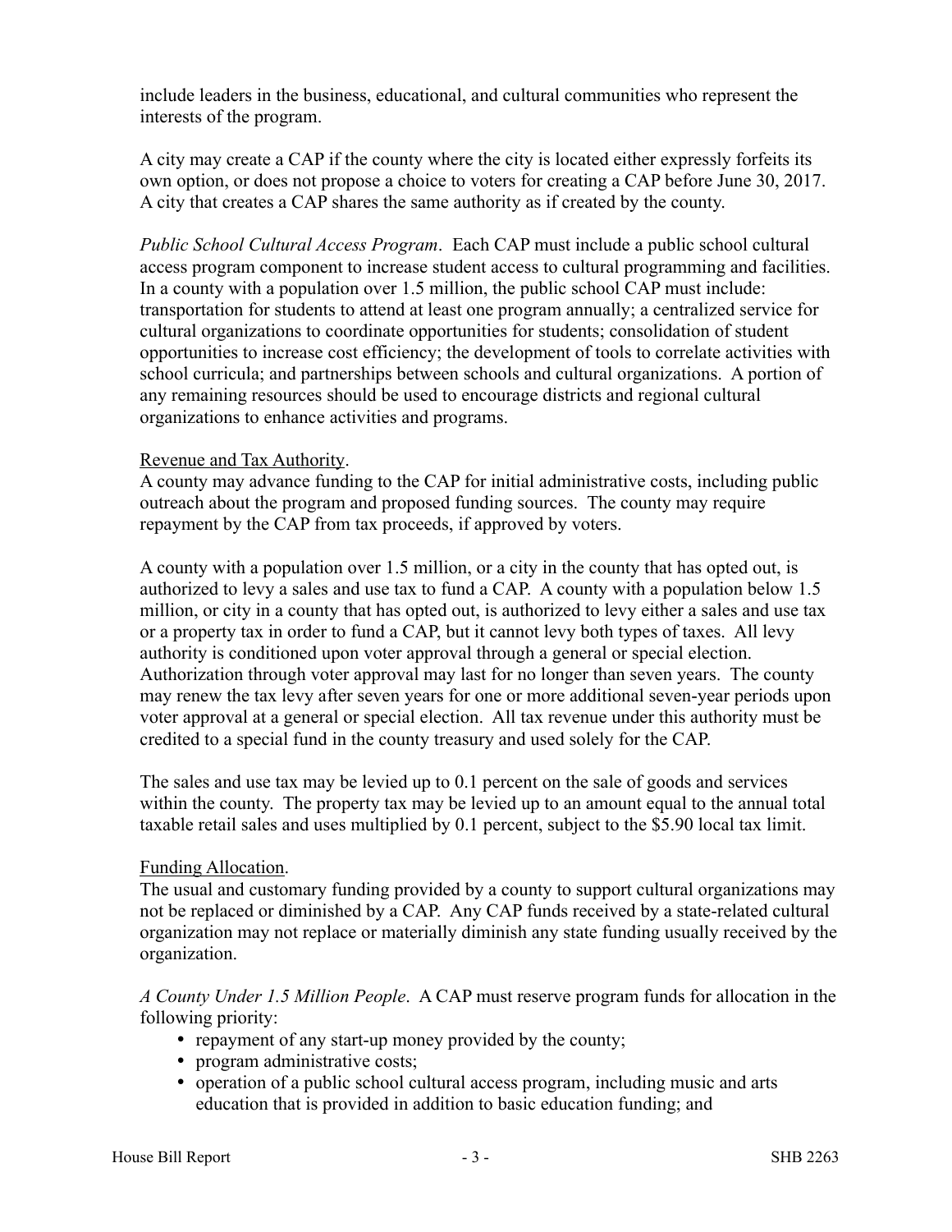include leaders in the business, educational, and cultural communities who represent the interests of the program.

A city may create a CAP if the county where the city is located either expressly forfeits its own option, or does not propose a choice to voters for creating a CAP before June 30, 2017. A city that creates a CAP shares the same authority as if created by the county.

*Public School Cultural Access Program*. Each CAP must include a public school cultural access program component to increase student access to cultural programming and facilities. In a county with a population over 1.5 million, the public school CAP must include: transportation for students to attend at least one program annually; a centralized service for cultural organizations to coordinate opportunities for students; consolidation of student opportunities to increase cost efficiency; the development of tools to correlate activities with school curricula; and partnerships between schools and cultural organizations. A portion of any remaining resources should be used to encourage districts and regional cultural organizations to enhance activities and programs.

<u>Revenue and Tax Authority</u>.
A county may advance funding to the CAP for initial administrative costs, including public outreach about the program and proposed funding sources. The county may require repayment by the CAP from tax proceeds, if approved by voters.

A county with a population over 1.5 million, or a city in the county that has opted out, is authorized to levy a sales and use tax to fund a CAP. A county with a population below 1.5 million, or city in a county that has opted out, is authorized to levy either a sales and use tax or a property tax in order to fund a CAP, but it cannot levy both types of taxes. All levy authority is conditioned upon voter approval through a general or special election. Authorization through voter approval may last for no longer than seven years. The county may renew the tax levy after seven years for one or more additional seven-year periods upon voter approval at a general or special election. All tax revenue under this authority must be credited to a special fund in the county treasury and used solely for the CAP.

The sales and use tax may be levied up to 0.1 percent on the sale of goods and services within the county. The property tax may be levied up to an amount equal to the annual total taxable retail sales and uses multiplied by 0.1 percent, subject to the $5.90 local tax limit.

<u>Funding Allocation</u>.
The usual and customary funding provided by a county to support cultural organizations may not be replaced or diminished by a CAP. Any CAP funds received by a state-related cultural organization may not replace or materially diminish any state funding usually received by the organization.

*A County Under 1.5 Million People*. A CAP must reserve program funds for allocation in the following priority:

- repayment of any start-up money provided by the county;
- program administrative costs;
- operation of a public school cultural access program, including music and arts education that is provided in addition to basic education funding; and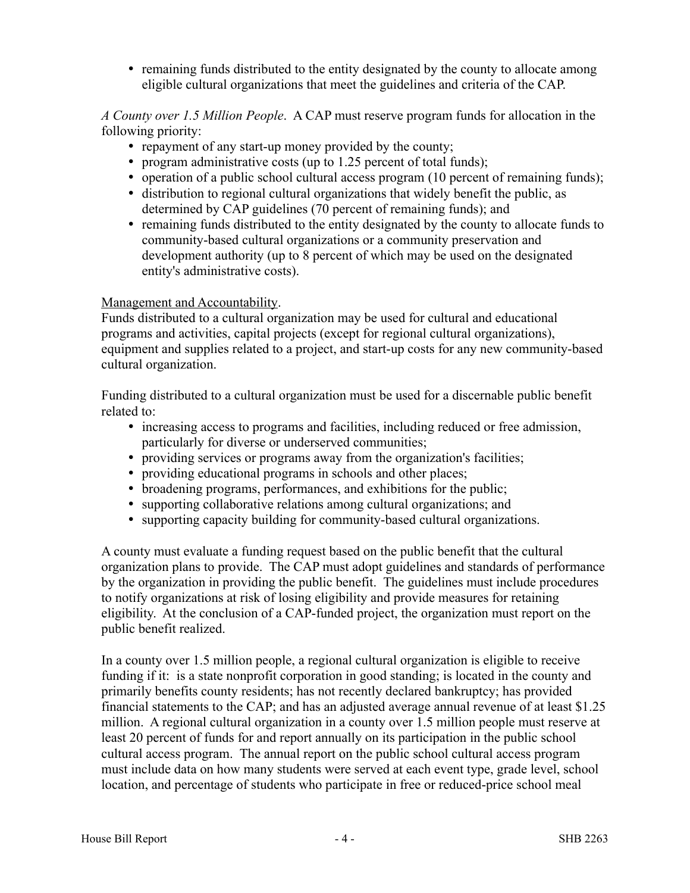- remaining funds distributed to the entity designated by the county to allocate among eligible cultural organizations that meet the guidelines and criteria of the CAP.

*A County over 1.5 Million People*. A CAP must reserve program funds for allocation in the following priority:

- repayment of any start-up money provided by the county;
- program administrative costs (up to 1.25 percent of total funds);
- operation of a public school cultural access program (10 percent of remaining funds);
- distribution to regional cultural organizations that widely benefit the public, as determined by CAP guidelines (70 percent of remaining funds); and
- remaining funds distributed to the entity designated by the county to allocate funds to community-based cultural organizations or a community preservation and development authority (up to 8 percent of which may be used on the designated entity's administrative costs).

Management and Accountability.

Funds distributed to a cultural organization may be used for cultural and educational programs and activities, capital projects (except for regional cultural organizations), equipment and supplies related to a project, and start-up costs for any new community-based cultural organization.

Funding distributed to a cultural organization must be used for a discernable public benefit related to:

- increasing access to programs and facilities, including reduced or free admission, particularly for diverse or underserved communities;
- providing services or programs away from the organization's facilities;
- providing educational programs in schools and other places;
- broadening programs, performances, and exhibitions for the public;
- supporting collaborative relations among cultural organizations; and
- supporting capacity building for community-based cultural organizations.

A county must evaluate a funding request based on the public benefit that the cultural organization plans to provide. The CAP must adopt guidelines and standards of performance by the organization in providing the public benefit. The guidelines must include procedures to notify organizations at risk of losing eligibility and provide measures for retaining eligibility. At the conclusion of a CAP-funded project, the organization must report on the public benefit realized.

In a county over 1.5 million people, a regional cultural organization is eligible to receive funding if it: is a state nonprofit corporation in good standing; is located in the county and primarily benefits county residents; has not recently declared bankruptcy; has provided financial statements to the CAP; and has an adjusted average annual revenue of at least $1.25 million. A regional cultural organization in a county over 1.5 million people must reserve at least 20 percent of funds for and report annually on its participation in the public school cultural access program. The annual report on the public school cultural access program must include data on how many students were served at each event type, grade level, school location, and percentage of students who participate in free or reduced-price school meal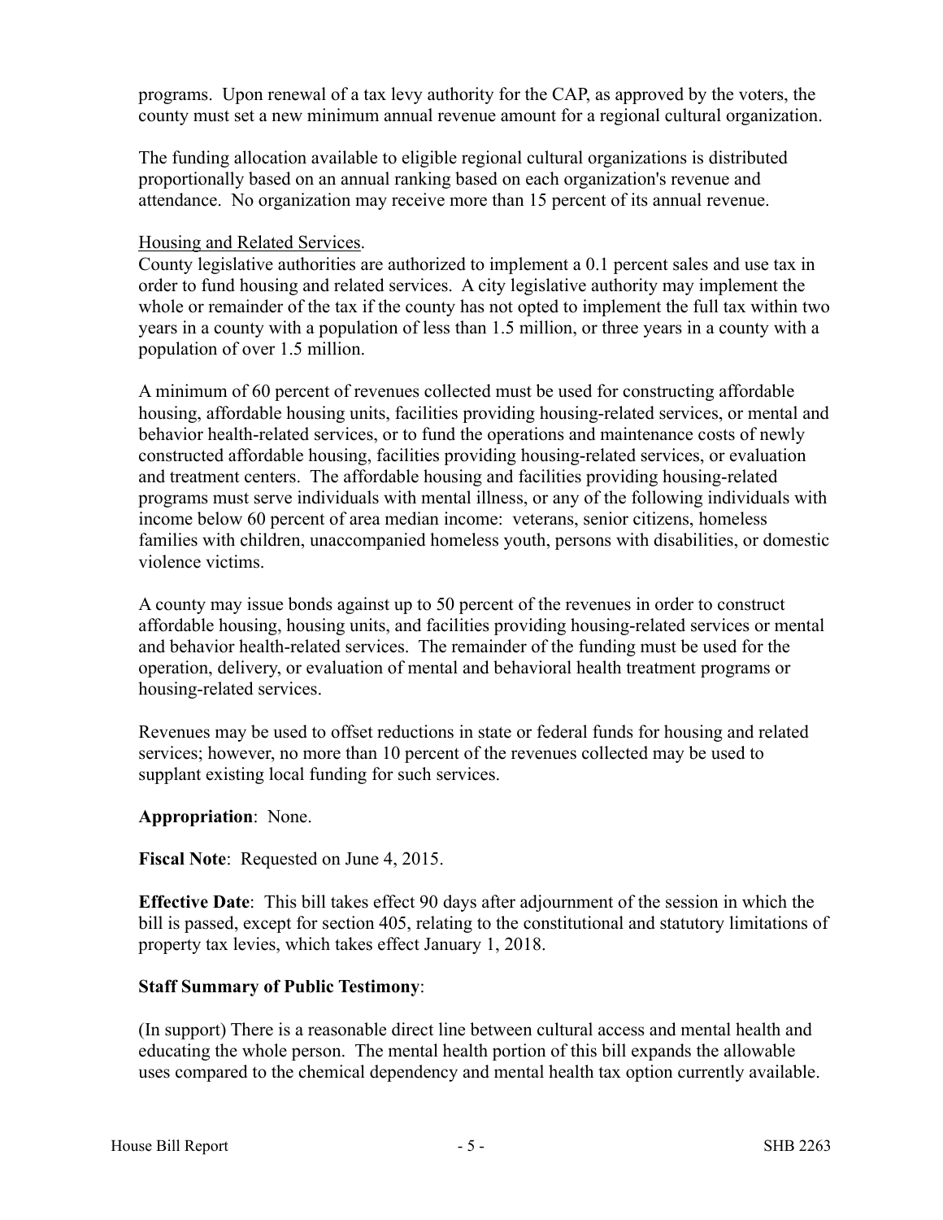programs. Upon renewal of a tax levy authority for the CAP, as approved by the voters, the county must set a new minimum annual revenue amount for a regional cultural organization.

The funding allocation available to eligible regional cultural organizations is distributed proportionally based on an annual ranking based on each organization's revenue and attendance. No organization may receive more than 15 percent of its annual revenue.

Housing and Related Services.

County legislative authorities are authorized to implement a 0.1 percent sales and use tax in order to fund housing and related services. A city legislative authority may implement the whole or remainder of the tax if the county has not opted to implement the full tax within two years in a county with a population of less than 1.5 million, or three years in a county with a population of over 1.5 million.

A minimum of 60 percent of revenues collected must be used for constructing affordable housing, affordable housing units, facilities providing housing-related services, or mental and behavior health-related services, or to fund the operations and maintenance costs of newly constructed affordable housing, facilities providing housing-related services, or evaluation and treatment centers. The affordable housing and facilities providing housing-related programs must serve individuals with mental illness, or any of the following individuals with income below 60 percent of area median income: veterans, senior citizens, homeless families with children, unaccompanied homeless youth, persons with disabilities, or domestic violence victims.

A county may issue bonds against up to 50 percent of the revenues in order to construct affordable housing, housing units, and facilities providing housing-related services or mental and behavior health-related services. The remainder of the funding must be used for the operation, delivery, or evaluation of mental and behavioral health treatment programs or housing-related services.

Revenues may be used to offset reductions in state or federal funds for housing and related services; however, no more than 10 percent of the revenues collected may be used to supplant existing local funding for such services.

**Appropriation**: None.

**Fiscal Note**: Requested on June 4, 2015.

**Effective Date**: This bill takes effect 90 days after adjournment of the session in which the bill is passed, except for section 405, relating to the constitutional and statutory limitations of property tax levies, which takes effect January 1, 2018.

**Staff Summary of Public Testimony**:

(In support) There is a reasonable direct line between cultural access and mental health and educating the whole person. The mental health portion of this bill expands the allowable uses compared to the chemical dependency and mental health tax option currently available.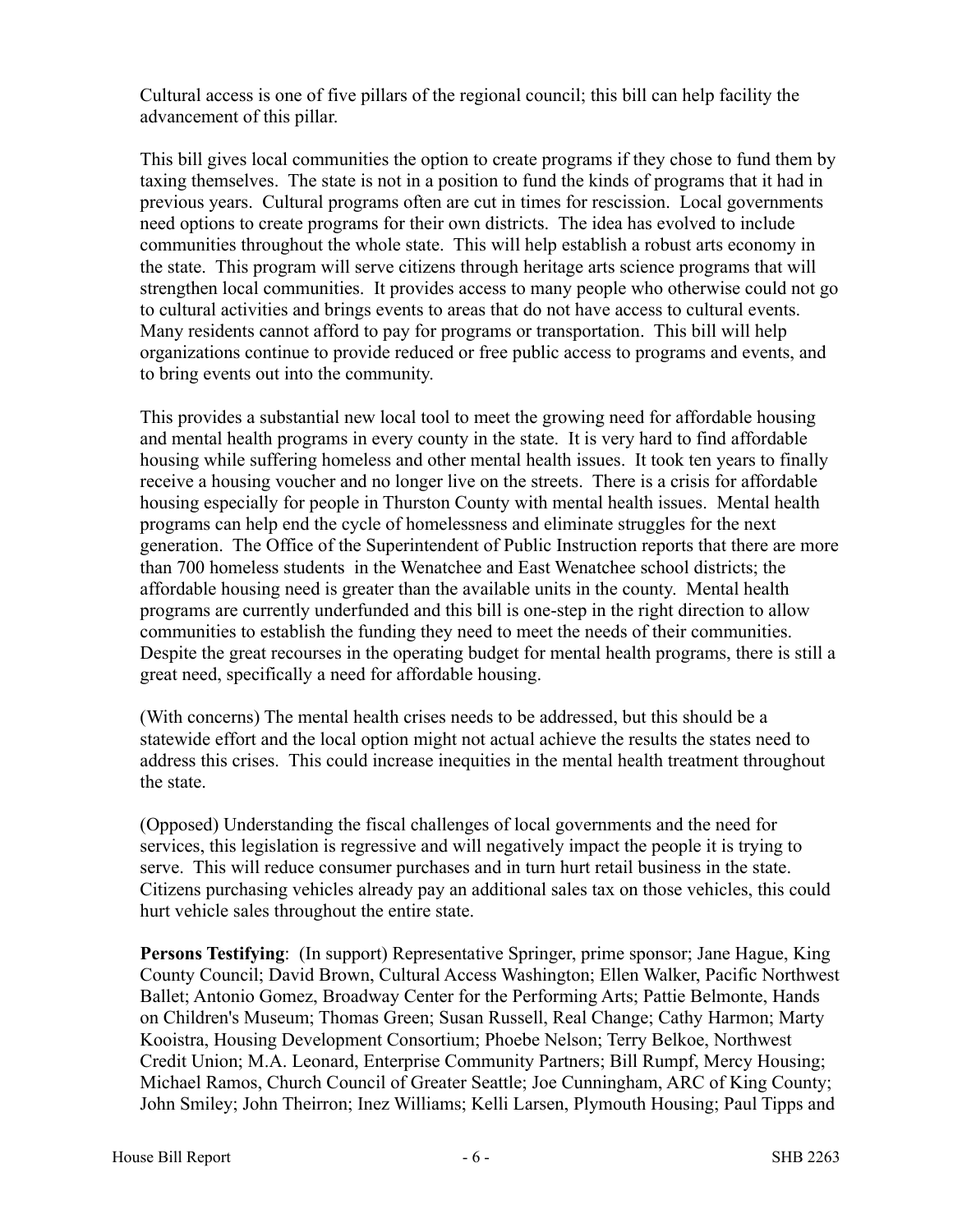Cultural access is one of five pillars of the regional council; this bill can help facility the advancement of this pillar.

This bill gives local communities the option to create programs if they chose to fund them by taxing themselves. The state is not in a position to fund the kinds of programs that it had in previous years. Cultural programs often are cut in times for rescission. Local governments need options to create programs for their own districts. The idea has evolved to include communities throughout the whole state. This will help establish a robust arts economy in the state. This program will serve citizens through heritage arts science programs that will strengthen local communities. It provides access to many people who otherwise could not go to cultural activities and brings events to areas that do not have access to cultural events. Many residents cannot afford to pay for programs or transportation. This bill will help organizations continue to provide reduced or free public access to programs and events, and to bring events out into the community.

This provides a substantial new local tool to meet the growing need for affordable housing and mental health programs in every county in the state. It is very hard to find affordable housing while suffering homeless and other mental health issues. It took ten years to finally receive a housing voucher and no longer live on the streets. There is a crisis for affordable housing especially for people in Thurston County with mental health issues. Mental health programs can help end the cycle of homelessness and eliminate struggles for the next generation. The Office of the Superintendent of Public Instruction reports that there are more than 700 homeless students in the Wenatchee and East Wenatchee school districts; the affordable housing need is greater than the available units in the county. Mental health programs are currently underfunded and this bill is one-step in the right direction to allow communities to establish the funding they need to meet the needs of their communities. Despite the great recourses in the operating budget for mental health programs, there is still a great need, specifically a need for affordable housing.

(With concerns) The mental health crises needs to be addressed, but this should be a statewide effort and the local option might not actual achieve the results the states need to address this crises. This could increase inequities in the mental health treatment throughout the state.

(Opposed) Understanding the fiscal challenges of local governments and the need for services, this legislation is regressive and will negatively impact the people it is trying to serve. This will reduce consumer purchases and in turn hurt retail business in the state. Citizens purchasing vehicles already pay an additional sales tax on those vehicles, this could hurt vehicle sales throughout the entire state.

**Persons Testifying**: (In support) Representative Springer, prime sponsor; Jane Hague, King County Council; David Brown, Cultural Access Washington; Ellen Walker, Pacific Northwest Ballet; Antonio Gomez, Broadway Center for the Performing Arts; Pattie Belmonte, Hands on Children's Museum; Thomas Green; Susan Russell, Real Change; Cathy Harmon; Marty Kooistra, Housing Development Consortium; Phoebe Nelson; Terry Belkoe, Northwest Credit Union; M.A. Leonard, Enterprise Community Partners; Bill Rumpf, Mercy Housing; Michael Ramos, Church Council of Greater Seattle; Joe Cunningham, ARC of King County; John Smiley; John Theirron; Inez Williams; Kelli Larsen, Plymouth Housing; Paul Tipps and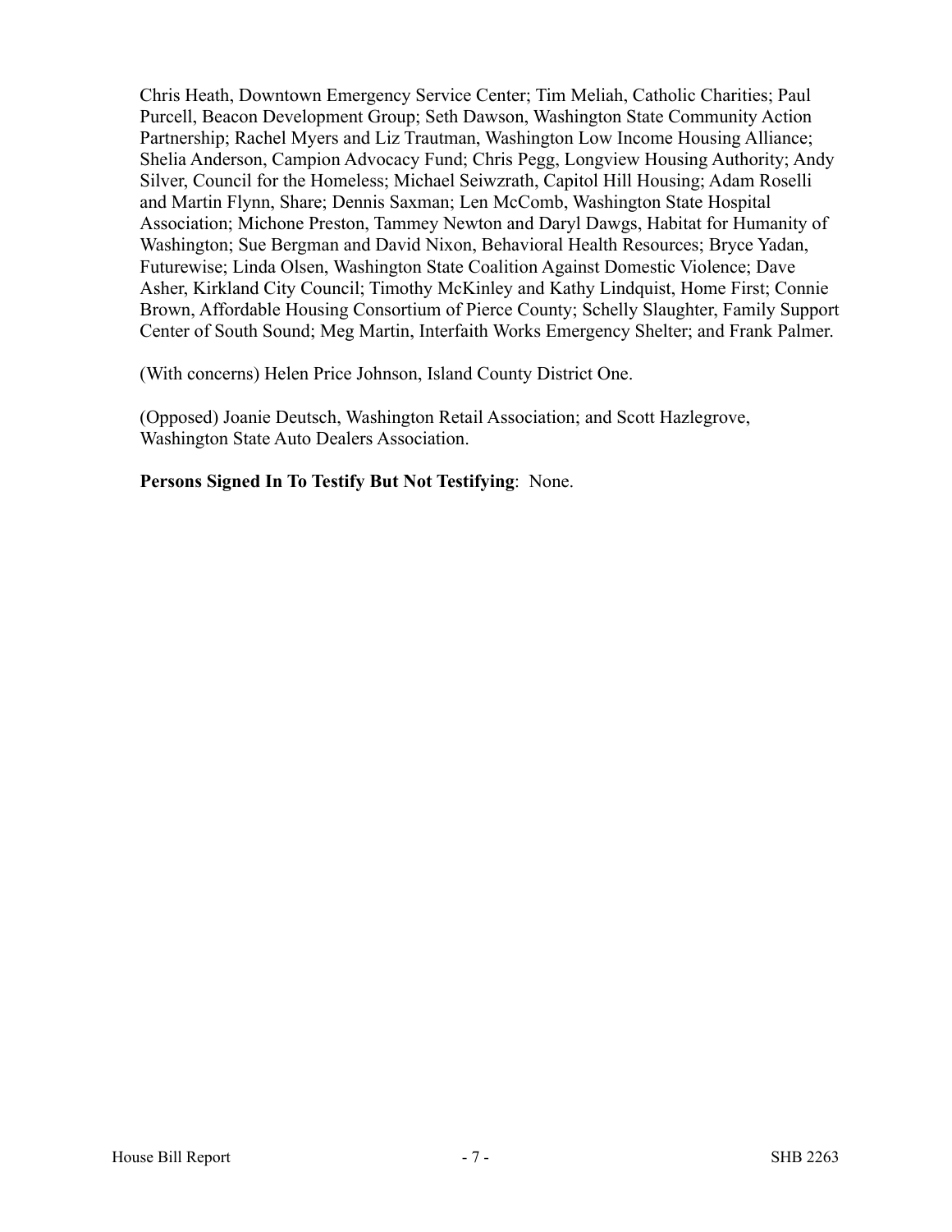Chris Heath, Downtown Emergency Service Center; Tim Meliah, Catholic Charities; Paul Purcell, Beacon Development Group; Seth Dawson, Washington State Community Action Partnership; Rachel Myers and Liz Trautman, Washington Low Income Housing Alliance; Shelia Anderson, Campion Advocacy Fund; Chris Pegg, Longview Housing Authority; Andy Silver, Council for the Homeless; Michael Seiwzrath, Capitol Hill Housing; Adam Roselli and Martin Flynn, Share; Dennis Saxman; Len McComb, Washington State Hospital Association; Michone Preston, Tammey Newton and Daryl Dawgs, Habitat for Humanity of Washington; Sue Bergman and David Nixon, Behavioral Health Resources; Bryce Yadan, Futurewise; Linda Olsen, Washington State Coalition Against Domestic Violence; Dave Asher, Kirkland City Council; Timothy McKinley and Kathy Lindquist, Home First; Connie Brown, Affordable Housing Consortium of Pierce County; Schelly Slaughter, Family Support Center of South Sound; Meg Martin, Interfaith Works Emergency Shelter; and Frank Palmer.

(With concerns) Helen Price Johnson, Island County District One.

(Opposed) Joanie Deutsch, Washington Retail Association; and Scott Hazlegrove, Washington State Auto Dealers Association.

**Persons Signed In To Testify But Not Testifying**: None.